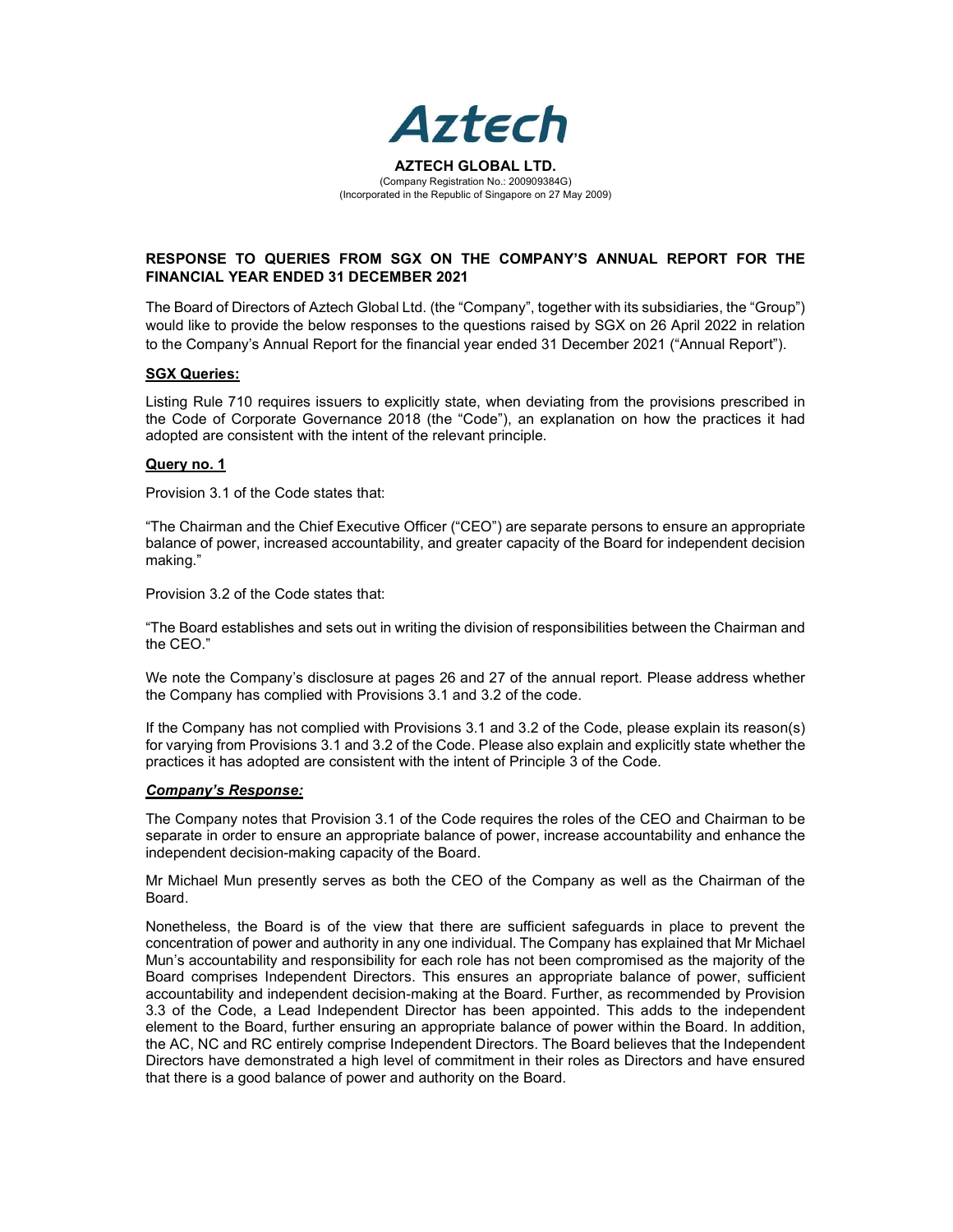# Aztech

**AZTECH GLOBAL LTD.**
(Company Registration No.: 200909384G)
(Incorporated in the Republic of Singapore on 27 May 2009)

## RESPONSE TO QUERIES FROM SGX ON THE COMPANY'S ANNUAL REPORT FOR THE FINANCIAL YEAR ENDED 31 DECEMBER 2021

The Board of Directors of Aztech Global Ltd. (the "Company", together with its subsidiaries, the "Group") would like to provide the below responses to the questions raised by SGX on 26 April 2022 in relation to the Company's Annual Report for the financial year ended 31 December 2021 ("Annual Report").

### SGX Queries:

Listing Rule 710 requires issuers to explicitly state, when deviating from the provisions prescribed in the Code of Corporate Governance 2018 (the "Code"), an explanation on how the practices it had adopted are consistent with the intent of the relevant principle.

### Query no. 1

Provision 3.1 of the Code states that:

"The Chairman and the Chief Executive Officer ("CEO") are separate persons to ensure an appropriate balance of power, increased accountability, and greater capacity of the Board for independent decision making."

Provision 3.2 of the Code states that:

"The Board establishes and sets out in writing the division of responsibilities between the Chairman and the CEO."

We note the Company's disclosure at pages 26 and 27 of the annual report. Please address whether the Company has complied with Provisions 3.1 and 3.2 of the code.

If the Company has not complied with Provisions 3.1 and 3.2 of the Code, please explain its reason(s) for varying from Provisions 3.1 and 3.2 of the Code. Please also explain and explicitly state whether the practices it has adopted are consistent with the intent of Principle 3 of the Code.

### *Company's Response:*

The Company notes that Provision 3.1 of the Code requires the roles of the CEO and Chairman to be separate in order to ensure an appropriate balance of power, increase accountability and enhance the independent decision-making capacity of the Board.

Mr Michael Mun presently serves as both the CEO of the Company as well as the Chairman of the Board.

Nonetheless, the Board is of the view that there are sufficient safeguards in place to prevent the concentration of power and authority in any one individual. The Company has explained that Mr Michael Mun's accountability and responsibility for each role has not been compromised as the majority of the Board comprises Independent Directors. This ensures an appropriate balance of power, sufficient accountability and independent decision-making at the Board. Further, as recommended by Provision 3.3 of the Code, a Lead Independent Director has been appointed. This adds to the independent element to the Board, further ensuring an appropriate balance of power within the Board. In addition, the AC, NC and RC entirely comprise Independent Directors. The Board believes that the Independent Directors have demonstrated a high level of commitment in their roles as Directors and have ensured that there is a good balance of power and authority on the Board.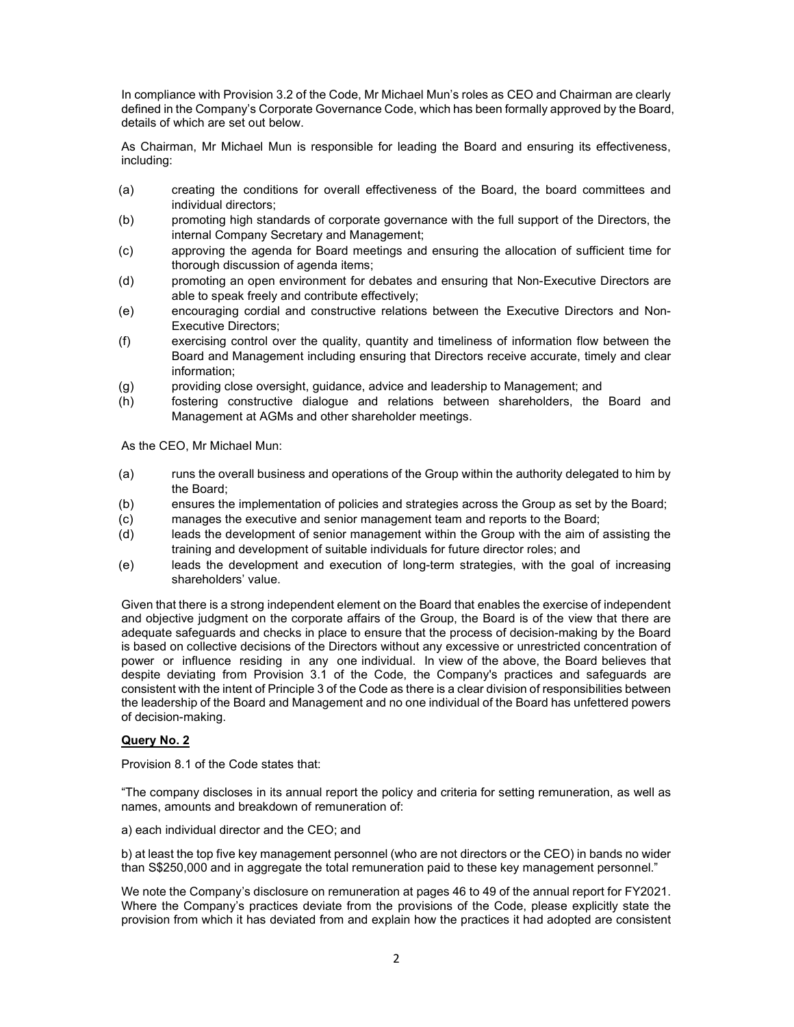In compliance with Provision 3.2 of the Code, Mr Michael Mun's roles as CEO and Chairman are clearly defined in the Company's Corporate Governance Code, which has been formally approved by the Board, details of which are set out below.

As Chairman, Mr Michael Mun is responsible for leading the Board and ensuring its effectiveness, including:

(a) creating the conditions for overall effectiveness of the Board, the board committees and individual directors;

(b) promoting high standards of corporate governance with the full support of the Directors, the internal Company Secretary and Management;

(c) approving the agenda for Board meetings and ensuring the allocation of sufficient time for thorough discussion of agenda items;

(d) promoting an open environment for debates and ensuring that Non-Executive Directors are able to speak freely and contribute effectively;

(e) encouraging cordial and constructive relations between the Executive Directors and Non-Executive Directors;

(f) exercising control over the quality, quantity and timeliness of information flow between the Board and Management including ensuring that Directors receive accurate, timely and clear information;

(g) providing close oversight, guidance, advice and leadership to Management; and

(h) fostering constructive dialogue and relations between shareholders, the Board and Management at AGMs and other shareholder meetings.

As the CEO, Mr Michael Mun:

(a) runs the overall business and operations of the Group within the authority delegated to him by the Board;

(b) ensures the implementation of policies and strategies across the Group as set by the Board;

(c) manages the executive and senior management team and reports to the Board;

(d) leads the development of senior management within the Group with the aim of assisting the training and development of suitable individuals for future director roles; and

(e) leads the development and execution of long-term strategies, with the goal of increasing shareholders' value.

Given that there is a strong independent element on the Board that enables the exercise of independent and objective judgment on the corporate affairs of the Group, the Board is of the view that there are adequate safeguards and checks in place to ensure that the process of decision-making by the Board is based on collective decisions of the Directors without any excessive or unrestricted concentration of power or influence residing in any one individual. In view of the above, the Board believes that despite deviating from Provision 3.1 of the Code, the Company's practices and safeguards are consistent with the intent of Principle 3 of the Code as there is a clear division of responsibilities between the leadership of the Board and Management and no one individual of the Board has unfettered powers of decision-making.

**Query No. 2**

Provision 8.1 of the Code states that:

"The company discloses in its annual report the policy and criteria for setting remuneration, as well as names, amounts and breakdown of remuneration of:

a) each individual director and the CEO; and

b) at least the top five key management personnel (who are not directors or the CEO) in bands no wider than S$250,000 and in aggregate the total remuneration paid to these key management personnel."

We note the Company's disclosure on remuneration at pages 46 to 49 of the annual report for FY2021. Where the Company's practices deviate from the provisions of the Code, please explicitly state the provision from which it has deviated from and explain how the practices it had adopted are consistent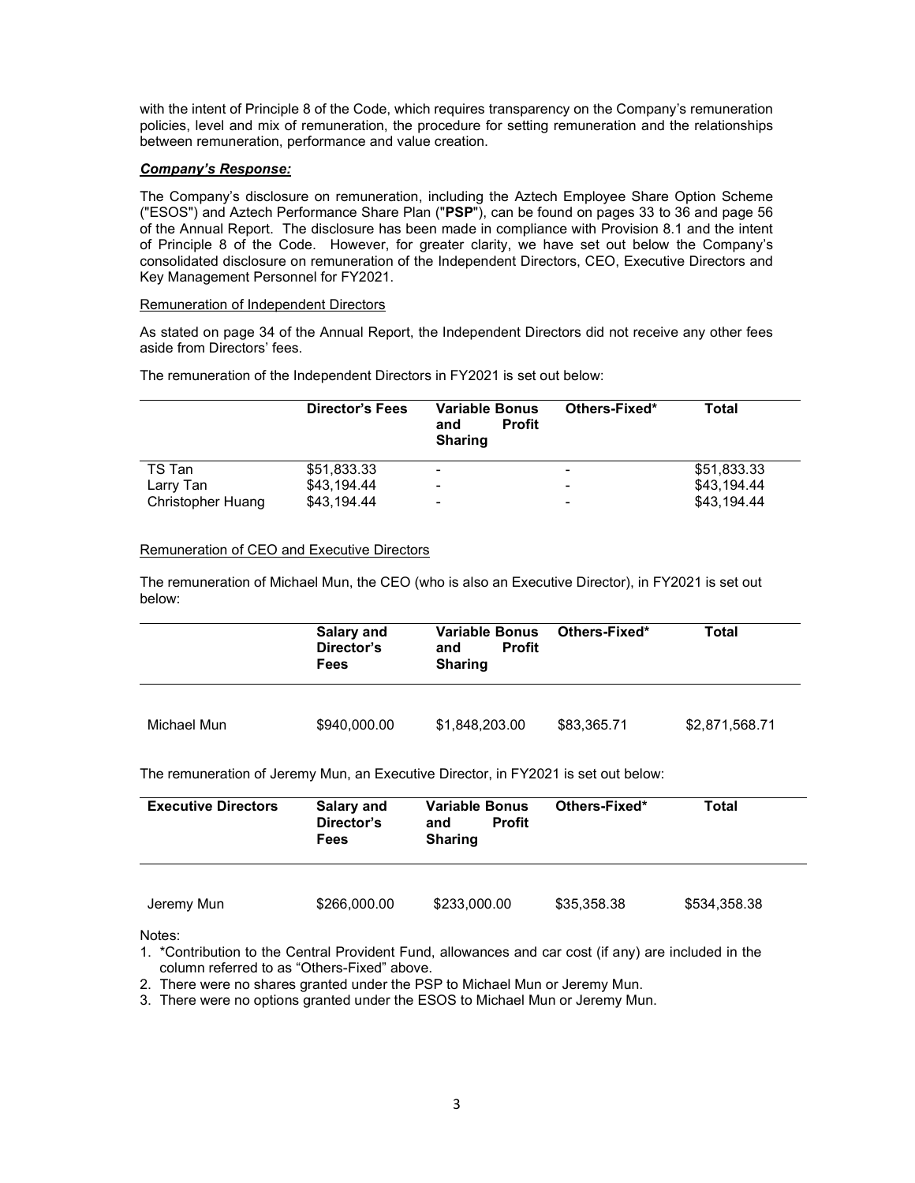with the intent of Principle 8 of the Code, which requires transparency on the Company's remuneration policies, level and mix of remuneration, the procedure for setting remuneration and the relationships between remuneration, performance and value creation.

***Company's Response:***

The Company's disclosure on remuneration, including the Aztech Employee Share Option Scheme ("ESOS") and Aztech Performance Share Plan ("**PSP**"), can be found on pages 33 to 36 and page 56 of the Annual Report. The disclosure has been made in compliance with Provision 8.1 and the intent of Principle 8 of the Code. However, for greater clarity, we have set out below the Company's consolidated disclosure on remuneration of the Independent Directors, CEO, Executive Directors and Key Management Personnel for FY2021.

Remuneration of Independent Directors

As stated on page 34 of the Annual Report, the Independent Directors did not receive any other fees aside from Directors' fees.

The remuneration of the Independent Directors in FY2021 is set out below:

| | **Director's Fees** | **Variable Bonus and Profit Sharing** | **Others-Fixed*** | **Total** |
|---|---|---|---|---|
| TS Tan | $51,833.33 | - | - | $51,833.33 |
| Larry Tan | $43,194.44 | - | - | $43,194.44 |
| Christopher Huang | $43,194.44 | - | - | $43,194.44 |

Remuneration of CEO and Executive Directors

The remuneration of Michael Mun, the CEO (who is also an Executive Director), in FY2021 is set out below:

| | **Salary and Director's Fees** | **Variable Bonus and Profit Sharing** | **Others-Fixed*** | **Total** |
|---|---|---|---|---|
| Michael Mun | $940,000.00 | $1,848,203.00 | $83,365.71 | $2,871,568.71 |

The remuneration of Jeremy Mun, an Executive Director, in FY2021 is set out below:

| **Executive Directors** | **Salary and Director's Fees** | **Variable Bonus and Profit Sharing** | **Others-Fixed*** | **Total** |
|---|---|---|---|---|
| Jeremy Mun | $266,000.00 | $233,000.00 | $35,358.38 | $534,358.38 |

Notes:

1. *Contribution to the Central Provident Fund, allowances and car cost (if any) are included in the column referred to as "Others-Fixed" above.
2. There were no shares granted under the PSP to Michael Mun or Jeremy Mun.
3. There were no options granted under the ESOS to Michael Mun or Jeremy Mun.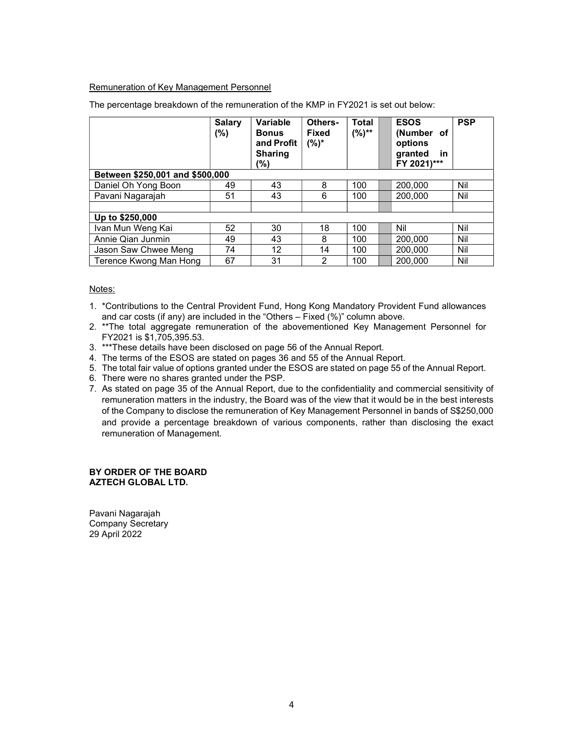Remuneration of Key Management Personnel

The percentage breakdown of the remuneration of the KMP in FY2021 is set out below:

| | Salary (%) | Variable Bonus and Profit Sharing (%) | Others- Fixed (%)* | Total (%)** | | ESOS (Number of options granted in FY 2021)*** | PSP |
|---|---|---|---|---|---|---|---|
| **Between $250,001 and $500,000** | | | | | | | |
| Daniel Oh Yong Boon | 49 | 43 | 8 | 100 | | 200,000 | Nil |
| Pavani Nagarajah | 51 | 43 | 6 | 100 | | 200,000 | Nil |
| | | | | | | | |
| **Up to $250,000** | | | | | | | |
| Ivan Mun Weng Kai | 52 | 30 | 18 | 100 | | Nil | Nil |
| Annie Qian Junmin | 49 | 43 | 8 | 100 | | 200,000 | Nil |
| Jason Saw Chwee Meng | 74 | 12 | 14 | 100 | | 200,000 | Nil |
| Terence Kwong Man Hong | 67 | 31 | 2 | 100 | | 200,000 | Nil |

Notes:

1. *Contributions to the Central Provident Fund, Hong Kong Mandatory Provident Fund allowances and car costs (if any) are included in the "Others – Fixed (%)" column above.
2. **The total aggregate remuneration of the abovementioned Key Management Personnel for FY2021 is $1,705,395.53.
3. ***These details have been disclosed on page 56 of the Annual Report.
4. The terms of the ESOS are stated on pages 36 and 55 of the Annual Report.
5. The total fair value of options granted under the ESOS are stated on page 55 of the Annual Report.
6. There were no shares granted under the PSP.
7. As stated on page 35 of the Annual Report, due to the confidentiality and commercial sensitivity of remuneration matters in the industry, the Board was of the view that it would be in the best interests of the Company to disclose the remuneration of Key Management Personnel in bands of S$250,000 and provide a percentage breakdown of various components, rather than disclosing the exact remuneration of Management.

**BY ORDER OF THE BOARD**
**AZTECH GLOBAL LTD.**

Pavani Nagarajah
Company Secretary
29 April 2022